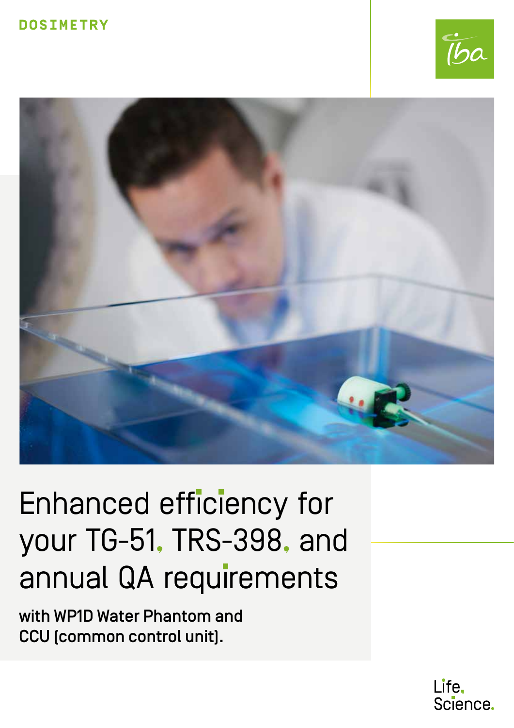DOSIMETRY

# Enhanced efficiency for your TG-51, TRS-398, and annual QA requirements

**with WP1D Water Phantom and CCU (common control unit).**

Life.
Science.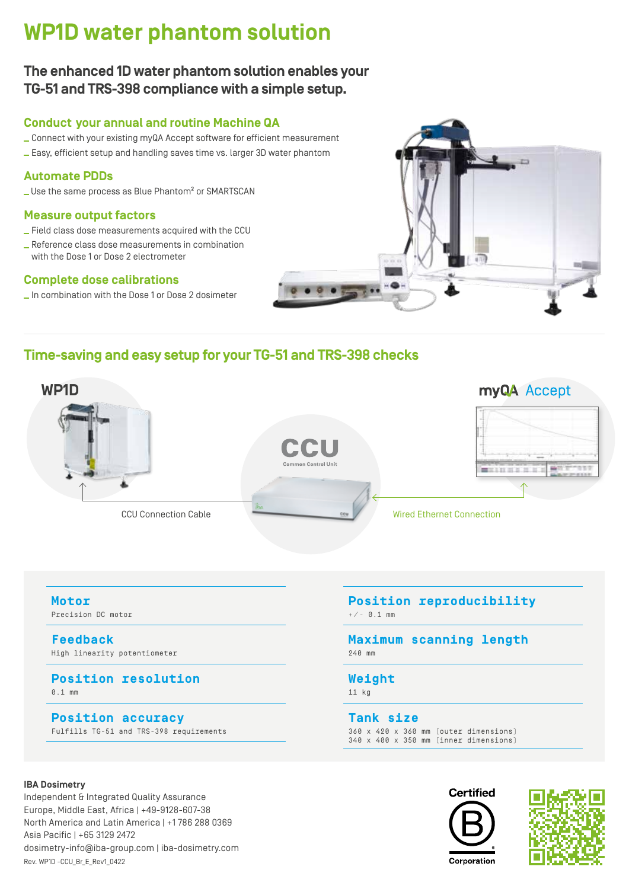# WP1D water phantom solution

## The enhanced 1D water phantom solution enables your TG-51 and TRS-398 compliance with a simple setup.

### Conduct your annual and routine Machine QA

- Connect with your existing myQA Accept software for efficient measurement
- Easy, efficient setup and handling saves time vs. larger 3D water phantom

### Automate PDDs

- Use the same process as Blue Phantom² or SMARTSCAN

### Measure output factors

- Field class dose measurements acquired with the CCU
- Reference class dose measurements in combination with the Dose 1 or Dose 2 electrometer

### Complete dose calibrations

- In combination with the Dose 1 or Dose 2 dosimeter

## Time-saving and easy setup for your TG-51 and TRS-398 checks

WP1D

CCU
Common Control Unit

myQA Accept

CCU Connection Cable

Wired Ethernet Connection

| | |
|---|---|
| **Motor**<br>Precision DC motor | **Position reproducibility**<br>+/- 0.1 mm |
| **Feedback**<br>High linearity potentiometer | **Maximum scanning length**<br>240 mm |
| **Position resolution**<br>0.1 mm | **Weight**<br>11 kg |
| **Position accuracy**<br>Fulfills TG-51 and TRS-398 requirements | **Tank size**<br>360 x 420 x 360 mm [outer dimensions]<br>340 x 400 x 350 mm [inner dimensions] |

**IBA Dosimetry**
Independent & Integrated Quality Assurance
Europe, Middle East, Africa | +49-9128-607-38
North America and Latin America | +1 786 288 0369
Asia Pacific | +65 3129 2472
dosimetry-info@iba-group.com | iba-dosimetry.com
Rev. WP1D -CCU_Br_E_Rev1_0422

Certified B Corporation